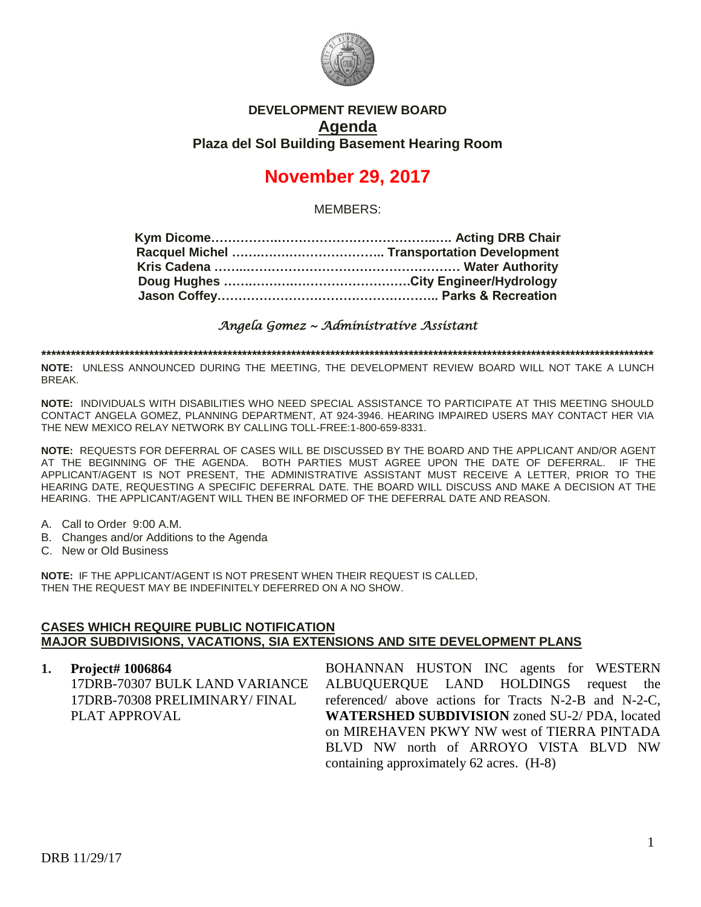**DEVELOPMENT REVIEW BOARD**
## Agenda
**Plaza del Sol Building Basement Hearing Room**

# November 29, 2017

MEMBERS:

**Kym Dicome……………………………………………..…. Acting DRB Chair**
**Racquel Michel ……………………………….. Transportation Development**
**Kris Cadena ……..………………………………………… Water Authority**
**Doug Hughes ………………………………………City Engineer/Hydrology**
**Jason Coffey…………………………………………….. Parks & Recreation**

*Angela Gomez ~ Administrative Assistant*

**\*\*\*\*\*\*\*\*\*\*\*\*\*\*\*\*\*\*\*\*\*\*\*\*\*\*\*\*\*\*\*\*\*\*\*\*\*\*\*\*\*\*\*\*\*\*\*\*\*\*\*\*\*\*\*\*\*\*\*\*\*\*\*\*\*\*\*\*\*\*\*\*\*\*\*\*\*\*\*\*\*\*\*\*\*\*\*\*\*\*\*\*\*\*\*\*\*\*\*\*\*\*\*\*\*\*\*\*\*\*\*\*\*\*\*\*\*\*\*\*\*\*\*\*\*\*\***

**NOTE:** UNLESS ANNOUNCED DURING THE MEETING, THE DEVELOPMENT REVIEW BOARD WILL NOT TAKE A LUNCH BREAK.

**NOTE:** INDIVIDUALS WITH DISABILITIES WHO NEED SPECIAL ASSISTANCE TO PARTICIPATE AT THIS MEETING SHOULD CONTACT ANGELA GOMEZ, PLANNING DEPARTMENT, AT 924-3946. HEARING IMPAIRED USERS MAY CONTACT HER VIA THE NEW MEXICO RELAY NETWORK BY CALLING TOLL-FREE:1-800-659-8331.

**NOTE:** REQUESTS FOR DEFERRAL OF CASES WILL BE DISCUSSED BY THE BOARD AND THE APPLICANT AND/OR AGENT AT THE BEGINNING OF THE AGENDA. BOTH PARTIES MUST AGREE UPON THE DATE OF DEFERRAL. IF THE APPLICANT/AGENT IS NOT PRESENT, THE ADMINISTRATIVE ASSISTANT MUST RECEIVE A LETTER, PRIOR TO THE HEARING DATE, REQUESTING A SPECIFIC DEFERRAL DATE. THE BOARD WILL DISCUSS AND MAKE A DECISION AT THE HEARING. THE APPLICANT/AGENT WILL THEN BE INFORMED OF THE DEFERRAL DATE AND REASON.

A. Call to Order 9:00 A.M.
B. Changes and/or Additions to the Agenda
C. New or Old Business

**NOTE:** IF THE APPLICANT/AGENT IS NOT PRESENT WHEN THEIR REQUEST IS CALLED, THEN THE REQUEST MAY BE INDEFINITELY DEFERRED ON A NO SHOW.

**CASES WHICH REQUIRE PUBLIC NOTIFICATION**
**MAJOR SUBDIVISIONS, VACATIONS, SIA EXTENSIONS AND SITE DEVELOPMENT PLANS**

**1. Project# 1006864**
17DRB-70307 BULK LAND VARIANCE
17DRB-70308 PRELIMINARY/ FINAL PLAT APPROVAL

BOHANNAN HUSTON INC agents for WESTERN ALBUQUERQUE LAND HOLDINGS request the referenced/ above actions for Tracts N-2-B and N-2-C, **WATERSHED SUBDIVISION** zoned SU-2/ PDA, located on MIREHAVEN PKWY NW west of TIERRA PINTADA BLVD NW north of ARROYO VISTA BLVD NW containing approximately 62 acres. (H-8)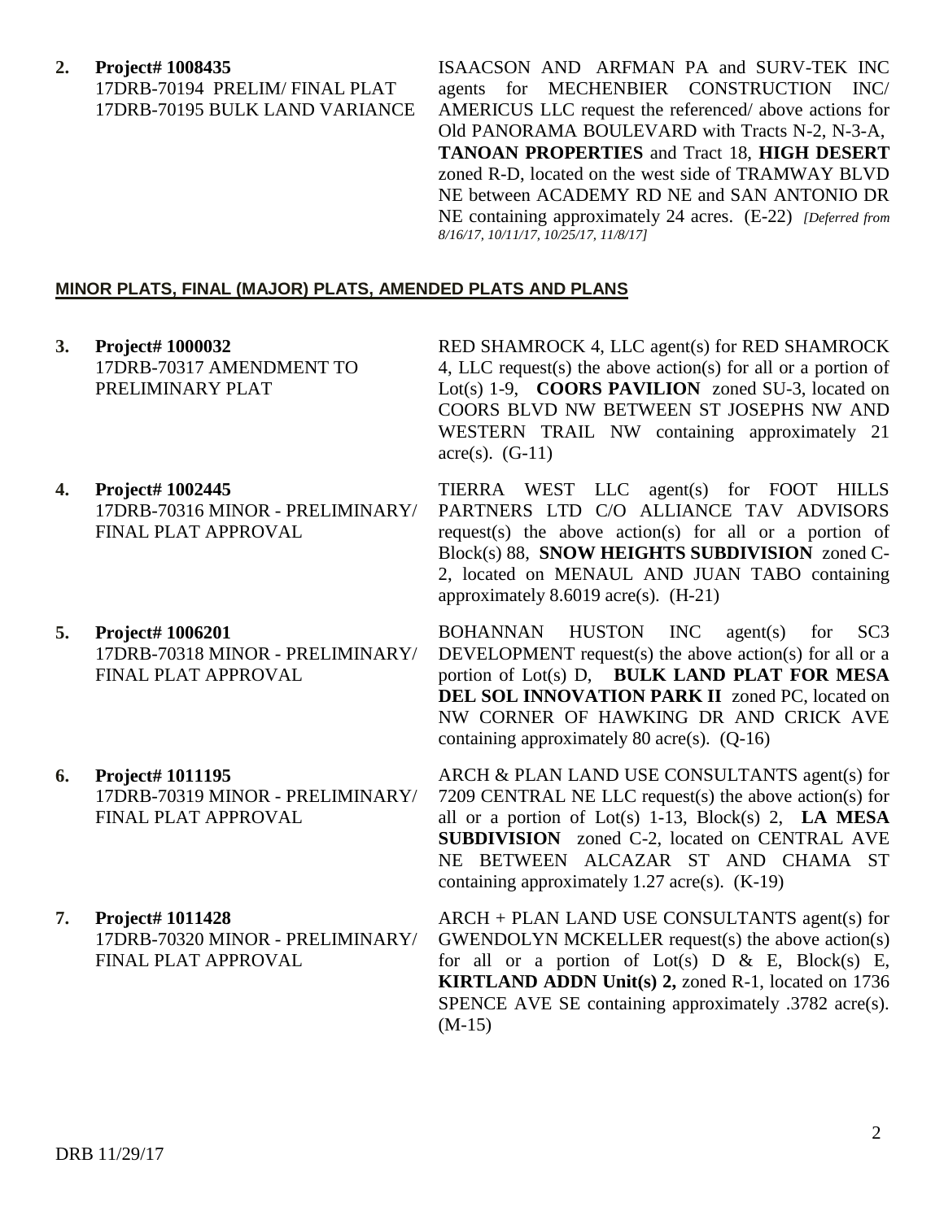**2. Project# 1008435**
17DRB-70194 PRELIM/ FINAL PLAT
17DRB-70195 BULK LAND VARIANCE

ISAACSON AND ARFMAN PA and SURV-TEK INC agents for MECHENBIER CONSTRUCTION INC/ AMERICUS LLC request the referenced/ above actions for Old PANORAMA BOULEVARD with Tracts N-2, N-3-A, **TANOAN PROPERTIES** and Tract 18, **HIGH DESERT** zoned R-D, located on the west side of TRAMWAY BLVD NE between ACADEMY RD NE and SAN ANTONIO DR NE containing approximately 24 acres. (E-22) *[Deferred from 8/16/17, 10/11/17, 10/25/17, 11/8/17]*

## MINOR PLATS, FINAL (MAJOR) PLATS, AMENDED PLATS AND PLANS

**3. Project# 1000032**
17DRB-70317 AMENDMENT TO PRELIMINARY PLAT

RED SHAMROCK 4, LLC agent(s) for RED SHAMROCK 4, LLC request(s) the above action(s) for all or a portion of Lot(s) 1-9, **COORS PAVILION** zoned SU-3, located on COORS BLVD NW BETWEEN ST JOSEPHS NW AND WESTERN TRAIL NW containing approximately 21 acre(s). (G-11)

**4. Project# 1002445**
17DRB-70316 MINOR - PRELIMINARY/ FINAL PLAT APPROVAL

TIERRA WEST LLC agent(s) for FOOT HILLS PARTNERS LTD C/O ALLIANCE TAV ADVISORS request(s) the above action(s) for all or a portion of Block(s) 88, **SNOW HEIGHTS SUBDIVISION** zoned C-2, located on MENAUL AND JUAN TABO containing approximately 8.6019 acre(s). (H-21)

**5. Project# 1006201**
17DRB-70318 MINOR - PRELIMINARY/ FINAL PLAT APPROVAL

BOHANNAN HUSTON INC agent(s) for SC3 DEVELOPMENT request(s) the above action(s) for all or a portion of Lot(s) D, **BULK LAND PLAT FOR MESA DEL SOL INNOVATION PARK II** zoned PC, located on NW CORNER OF HAWKING DR AND CRICK AVE containing approximately 80 acre(s). (Q-16)

**6. Project# 1011195**
17DRB-70319 MINOR - PRELIMINARY/ FINAL PLAT APPROVAL

ARCH & PLAN LAND USE CONSULTANTS agent(s) for 7209 CENTRAL NE LLC request(s) the above action(s) for all or a portion of Lot(s) 1-13, Block(s) 2, **LA MESA SUBDIVISION** zoned C-2, located on CENTRAL AVE NE BETWEEN ALCAZAR ST AND CHAMA ST containing approximately 1.27 acre(s). (K-19)

**7. Project# 1011428**
17DRB-70320 MINOR - PRELIMINARY/ FINAL PLAT APPROVAL

ARCH + PLAN LAND USE CONSULTANTS agent(s) for GWENDOLYN MCKELLER request(s) the above action(s) for all or a portion of Lot(s) D & E, Block(s) E, **KIRTLAND ADDN Unit(s) 2,** zoned R-1, located on 1736 SPENCE AVE SE containing approximately .3782 acre(s). (M-15)

DRB 11/29/17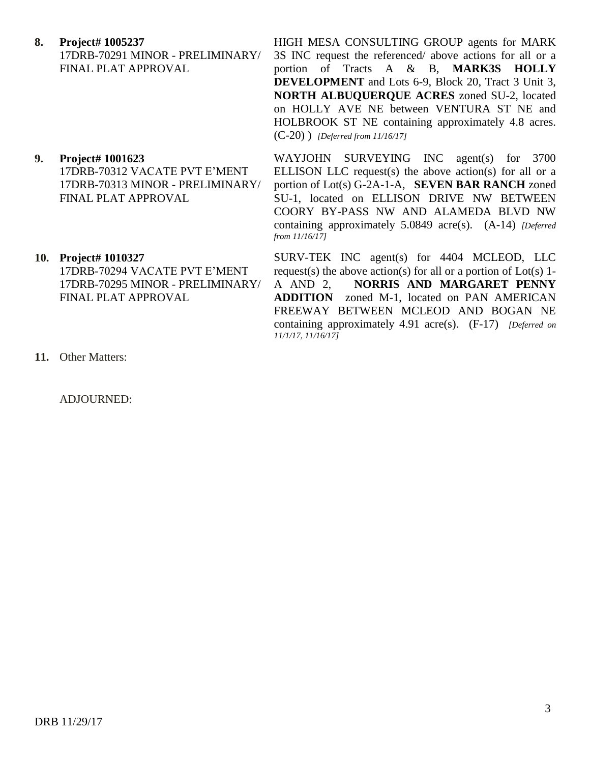**8. Project# 1005237**
17DRB-70291 MINOR - PRELIMINARY/ FINAL PLAT APPROVAL

HIGH MESA CONSULTING GROUP agents for MARK 3S INC request the referenced/ above actions for all or a portion of Tracts A & B, **MARK3S HOLLY DEVELOPMENT** and Lots 6-9, Block 20, Tract 3 Unit 3, **NORTH ALBUQUERQUE ACRES** zoned SU-2, located on HOLLY AVE NE between VENTURA ST NE and HOLBROOK ST NE containing approximately 4.8 acres. (C-20) ) *[Deferred from 11/16/17]*

**9. Project# 1001623**
17DRB-70312 VACATE PVT E'MENT
17DRB-70313 MINOR - PRELIMINARY/ FINAL PLAT APPROVAL

WAYJOHN SURVEYING INC agent(s) for 3700 ELLISON LLC request(s) the above action(s) for all or a portion of Lot(s) G-2A-1-A, **SEVEN BAR RANCH** zoned SU-1, located on ELLISON DRIVE NW BETWEEN COORY BY-PASS NW AND ALAMEDA BLVD NW containing approximately 5.0849 acre(s). (A-14) *[Deferred from 11/16/17]*

**10. Project# 1010327**
17DRB-70294 VACATE PVT E'MENT
17DRB-70295 MINOR - PRELIMINARY/ FINAL PLAT APPROVAL

SURV-TEK INC agent(s) for 4404 MCLEOD, LLC request(s) the above action(s) for all or a portion of Lot(s) 1-A AND 2, **NORRIS AND MARGARET PENNY ADDITION** zoned M-1, located on PAN AMERICAN FREEWAY BETWEEN MCLEOD AND BOGAN NE containing approximately 4.91 acre(s). (F-17) *[Deferred on 11/1/17, 11/16/17]*

**11.** Other Matters:

ADJOURNED:

DRB 11/29/17